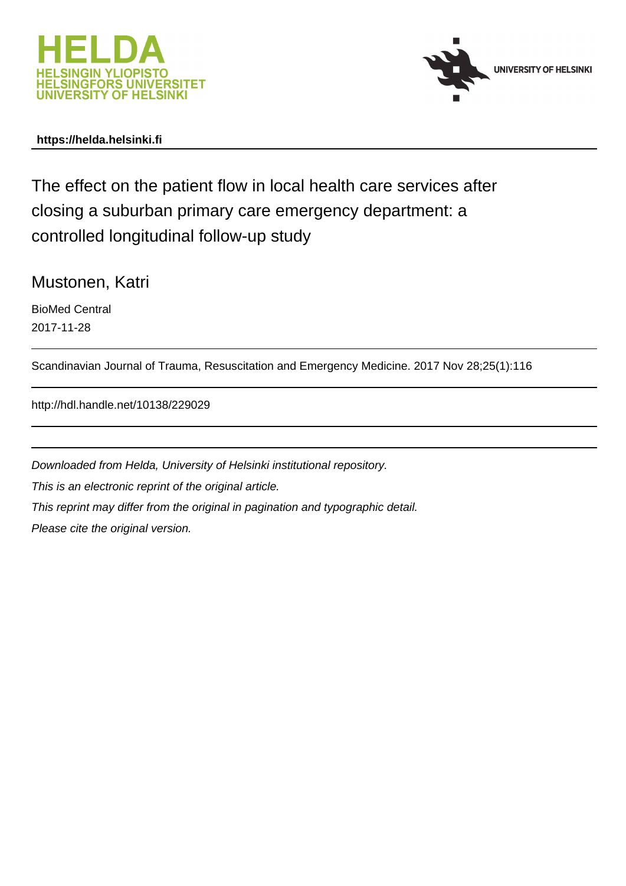https://helda.helsinki.fi

# The effect on the patient flow in local health care services after closing a suburban primary care emergency department: a controlled longitudinal follow-up study

Mustonen, Katri

BioMed Central
2017-11-28

Scandinavian Journal of Trauma, Resuscitation and Emergency Medicine. 2017 Nov 28;25(1):116

http://hdl.handle.net/10138/229029

*Downloaded from Helda, University of Helsinki institutional repository.*

*This is an electronic reprint of the original article.*

*This reprint may differ from the original in pagination and typographic detail.*

*Please cite the original version.*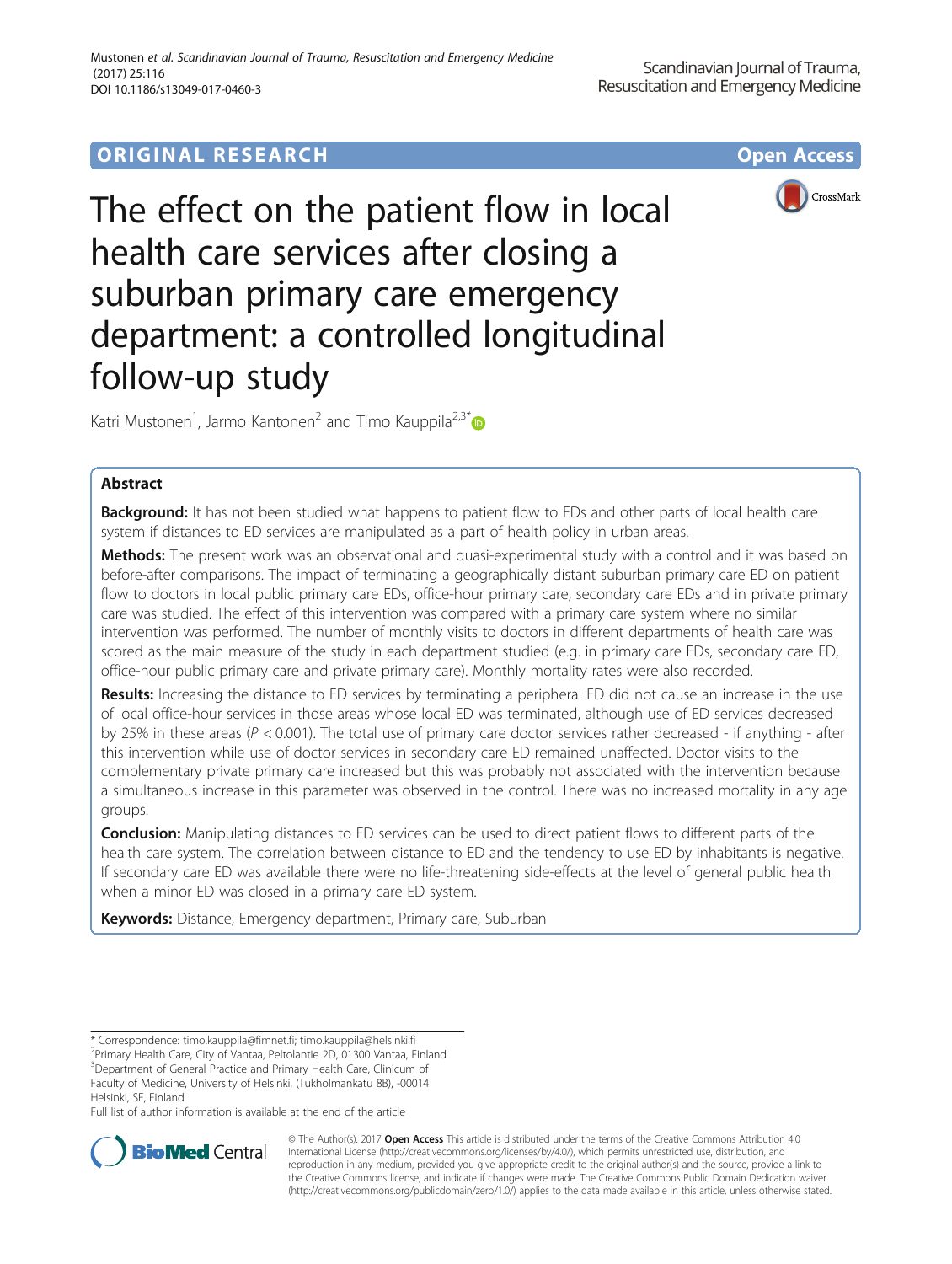# ORIGINAL RESEARCH

# The effect on the patient flow in local health care services after closing a suburban primary care emergency department: a controlled longitudinal follow-up study

Katri Mustonen[1], Jarmo Kantonen[2] and Timo Kauppila[2,3*]

## Abstract

**Background:** It has not been studied what happens to patient flow to EDs and other parts of local health care system if distances to ED services are manipulated as a part of health policy in urban areas.

**Methods:** The present work was an observational and quasi-experimental study with a control and it was based on before-after comparisons. The impact of terminating a geographically distant suburban primary care ED on patient flow to doctors in local public primary care EDs, office-hour primary care, secondary care EDs and in private primary care was studied. The effect of this intervention was compared with a primary care system where no similar intervention was performed. The number of monthly visits to doctors in different departments of health care was scored as the main measure of the study in each department studied (e.g. in primary care EDs, secondary care ED, office-hour public primary care and private primary care). Monthly mortality rates were also recorded.

**Results:** Increasing the distance to ED services by terminating a peripheral ED did not cause an increase in the use of local office-hour services in those areas whose local ED was terminated, although use of ED services decreased by 25% in these areas ($P < 0.001$). The total use of primary care doctor services rather decreased - if anything - after this intervention while use of doctor services in secondary care ED remained unaffected. Doctor visits to the complementary private primary care increased but this was probably not associated with the intervention because a simultaneous increase in this parameter was observed in the control. There was no increased mortality in any age groups.

**Conclusion:** Manipulating distances to ED services can be used to direct patient flows to different parts of the health care system. The correlation between distance to ED and the tendency to use ED by inhabitants is negative. If secondary care ED was available there were no life-threatening side-effects at the level of general public health when a minor ED was closed in a primary care ED system.

**Keywords:** Distance, Emergency department, Primary care, Suburban

* Correspondence: timo.kauppila@fimnet.fi; timo.kauppila@helsinki.fi
[2]Primary Health Care, City of Vantaa, Peltolantie 2D, 01300 Vantaa, Finland
[3]Department of General Practice and Primary Health Care, Clinicum of Faculty of Medicine, University of Helsinki, (Tukholmankatu 8B), -00014 Helsinki, SF, Finland
Full list of author information is available at the end of the article

© The Author(s). 2017 **Open Access** This article is distributed under the terms of the Creative Commons Attribution 4.0 International License (http://creativecommons.org/licenses/by/4.0/), which permits unrestricted use, distribution, and reproduction in any medium, provided you give appropriate credit to the original author(s) and the source, provide a link to the Creative Commons license, and indicate if changes were made. The Creative Commons Public Domain Dedication waiver (http://creativecommons.org/publicdomain/zero/1.0/) applies to the data made available in this article, unless otherwise stated.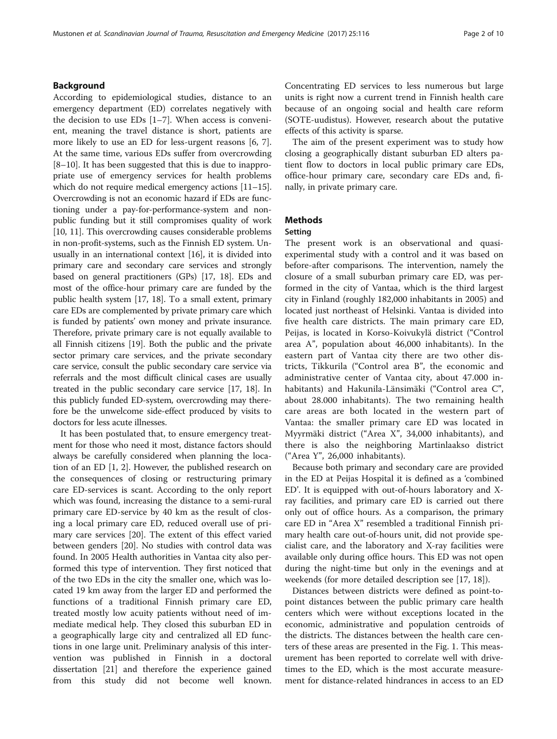## Background

According to epidemiological studies, distance to an emergency department (ED) correlates negatively with the decision to use EDs [1–7]. When access is convenient, meaning the travel distance is short, patients are more likely to use an ED for less-urgent reasons [6, 7]. At the same time, various EDs suffer from overcrowding [8–10]. It has been suggested that this is due to inappropriate use of emergency services for health problems which do not require medical emergency actions [11–15]. Overcrowding is not an economic hazard if EDs are functioning under a pay-for-performance-system and non-public funding but it still compromises quality of work [10, 11]. This overcrowding causes considerable problems in non-profit-systems, such as the Finnish ED system. Unusually in an international context [16], it is divided into primary care and secondary care services and strongly based on general practitioners (GPs) [17, 18]. EDs and most of the office-hour primary care are funded by the public health system [17, 18]. To a small extent, primary care EDs are complemented by private primary care which is funded by patients' own money and private insurance. Therefore, private primary care is not equally available to all Finnish citizens [19]. Both the public and the private sector primary care services, and the private secondary care service, consult the public secondary care service via referrals and the most difficult clinical cases are usually treated in the public secondary care service [17, 18]. In this publicly funded ED-system, overcrowding may therefore be the unwelcome side-effect produced by visits to doctors for less acute illnesses.

It has been postulated that, to ensure emergency treatment for those who need it most, distance factors should always be carefully considered when planning the location of an ED [1, 2]. However, the published research on the consequences of closing or restructuring primary care ED-services is scant. According to the only report which was found, increasing the distance to a semi-rural primary care ED-service by 40 km as the result of closing a local primary care ED, reduced overall use of primary care services [20]. The extent of this effect varied between genders [20]. No studies with control data was found. In 2005 Health authorities in Vantaa city also performed this type of intervention. They first noticed that of the two EDs in the city the smaller one, which was located 19 km away from the larger ED and performed the functions of a traditional Finnish primary care ED, treated mostly low acuity patients without need of immediate medical help. They closed this suburban ED in a geographically large city and centralized all ED functions in one large unit. Preliminary analysis of this intervention was published in Finnish in a doctoral dissertation [21] and therefore the experience gained from this study did not become well known. Concentrating ED services to less numerous but large units is right now a current trend in Finnish health care because of an ongoing social and health care reform (SOTE-uudistus). However, research about the putative effects of this activity is sparse.

The aim of the present experiment was to study how closing a geographically distant suburban ED alters patient flow to doctors in local public primary care EDs, office-hour primary care, secondary care EDs and, finally, in private primary care.

## Methods

### Setting

The present work is an observational and quasi-experimental study with a control and it was based on before-after comparisons. The intervention, namely the closure of a small suburban primary care ED, was performed in the city of Vantaa, which is the third largest city in Finland (roughly 182,000 inhabitants in 2005) and located just northeast of Helsinki. Vantaa is divided into five health care districts. The main primary care ED, Peijas, is located in Korso-Koivukylä district ("Control area A", population about 46,000 inhabitants). In the eastern part of Vantaa city there are two other districts, Tikkurila ("Control area B", the economic and administrative center of Vantaa city, about 47.000 inhabitants) and Hakunila-Länsimäki ("Control area C", about 28.000 inhabitants). The two remaining health care areas are both located in the western part of Vantaa: the smaller primary care ED was located in Myyrmäki district ("Area X", 34,000 inhabitants), and there is also the neighboring Martinlaakso district ("Area Y", 26,000 inhabitants).

Because both primary and secondary care are provided in the ED at Peijas Hospital it is defined as a 'combined ED'. It is equipped with out-of-hours laboratory and X-ray facilities, and primary care ED is carried out there only out of office hours. As a comparison, the primary care ED in "Area X" resembled a traditional Finnish primary health care out-of-hours unit, did not provide specialist care, and the laboratory and X-ray facilities were available only during office hours. This ED was not open during the night-time but only in the evenings and at weekends (for more detailed description see [17, 18]).

Distances between districts were defined as point-to-point distances between the public primary care health centers which were without exceptions located in the economic, administrative and population centroids of the districts. The distances between the health care centers of these areas are presented in the Fig. 1. This measurement has been reported to correlate well with drive-times to the ED, which is the most accurate measurement for distance-related hindrances in access to an ED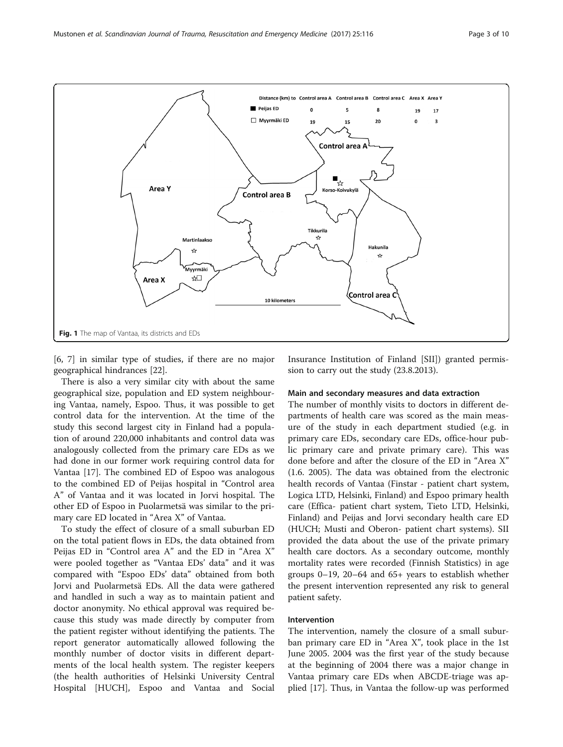Distance (km) to Control area A Control area B Control area C Area X Area Y

Peijas ED 0 5 8 19 17

Myyrmäki ED 19 15 20 0 3

Control area A

Area Y

Control area B

Korso-Koivukylä

Tikkurila

Martinlaakso

Hakunila

Myyrmäki

Area X

Control area C

10 kilometers

**Fig. 1** The map of Vantaa, its districts and EDs

[6, 7] in similar type of studies, if there are no major geographical hindrances [22].

There is also a very similar city with about the same geographical size, population and ED system neighbouring Vantaa, namely, Espoo. Thus, it was possible to get control data for the intervention. At the time of the study this second largest city in Finland had a population of around 220,000 inhabitants and control data was analogously collected from the primary care EDs as we had done in our former work requiring control data for Vantaa [17]. The combined ED of Espoo was analogous to the combined ED of Peijas hospital in "Control area A" of Vantaa and it was located in Jorvi hospital. The other ED of Espoo in Puolarmetsä was similar to the primary care ED located in "Area X" of Vantaa.

To study the effect of closure of a small suburban ED on the total patient flows in EDs, the data obtained from Peijas ED in "Control area A" and the ED in "Area X" were pooled together as "Vantaa EDs' data" and it was compared with "Espoo EDs' data" obtained from both Jorvi and Puolarmetsä EDs. All the data were gathered and handled in such a way as to maintain patient and doctor anonymity. No ethical approval was required because this study was made directly by computer from the patient register without identifying the patients. The report generator automatically allowed following the monthly number of doctor visits in different departments of the local health system. The register keepers (the health authorities of Helsinki University Central Hospital [HUCH], Espoo and Vantaa and Social Insurance Institution of Finland [SII]) granted permission to carry out the study (23.8.2013).

### Main and secondary measures and data extraction

The number of monthly visits to doctors in different departments of health care was scored as the main measure of the study in each department studied (e.g. in primary care EDs, secondary care EDs, office-hour public primary care and private primary care). This was done before and after the closure of the ED in "Area X" (1.6. 2005). The data was obtained from the electronic health records of Vantaa (Finstar - patient chart system, Logica LTD, Helsinki, Finland) and Espoo primary health care (Effica- patient chart system, Tieto LTD, Helsinki, Finland) and Peijas and Jorvi secondary health care ED (HUCH; Musti and Oberon- patient chart systems). SII provided the data about the use of the private primary health care doctors. As a secondary outcome, monthly mortality rates were recorded (Finnish Statistics) in age groups 0–19, 20–64 and 65+ years to establish whether the present intervention represented any risk to general patient safety.

### Intervention

The intervention, namely the closure of a small suburban primary care ED in "Area X", took place in the 1st June 2005. 2004 was the first year of the study because at the beginning of 2004 there was a major change in Vantaa primary care EDs when ABCDE-triage was applied [17]. Thus, in Vantaa the follow-up was performed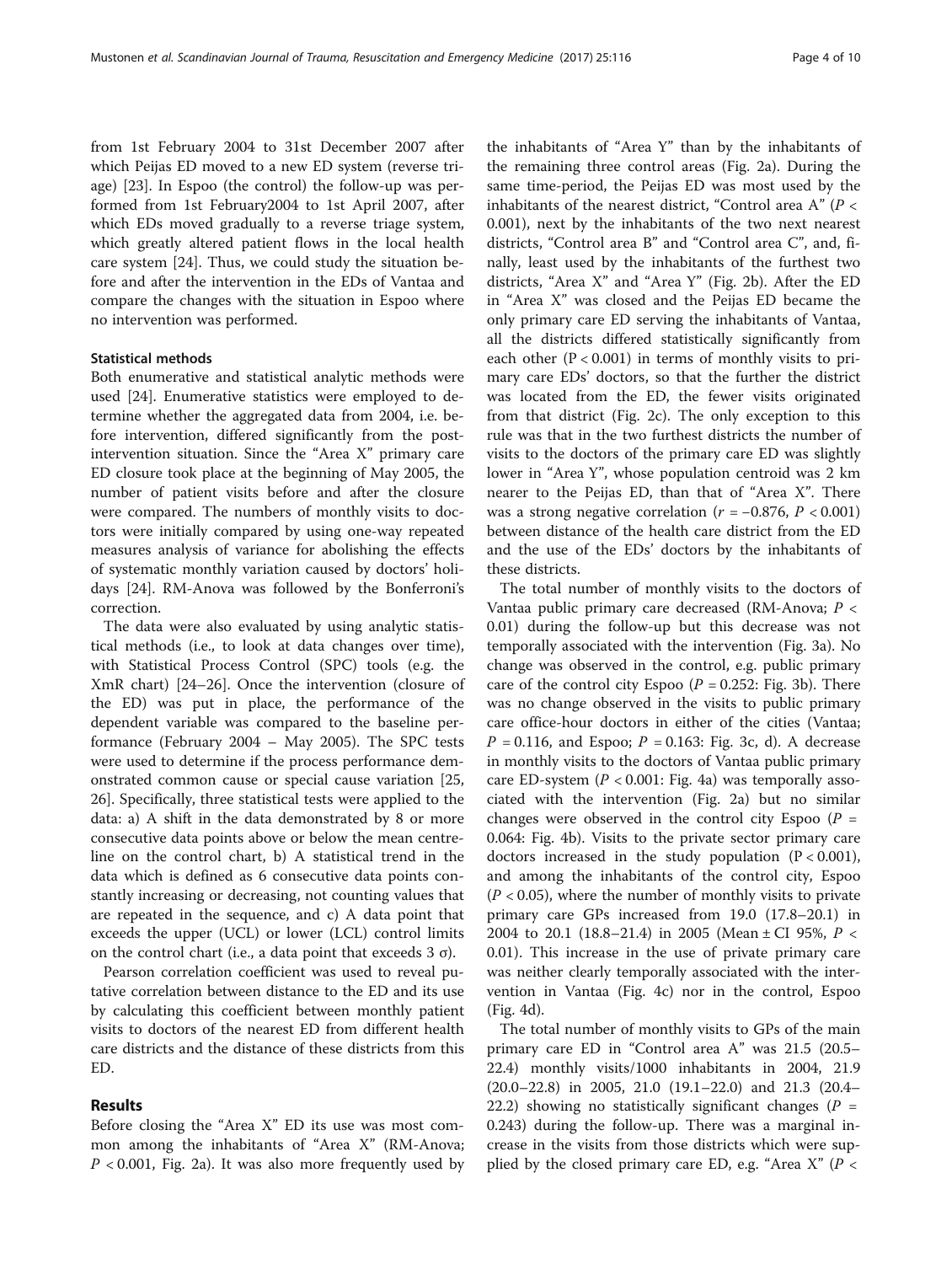from 1st February 2004 to 31st December 2007 after which Peijas ED moved to a new ED system (reverse triage) [23]. In Espoo (the control) the follow-up was performed from 1st February2004 to 1st April 2007, after which EDs moved gradually to a reverse triage system, which greatly altered patient flows in the local health care system [24]. Thus, we could study the situation before and after the intervention in the EDs of Vantaa and compare the changes with the situation in Espoo where no intervention was performed.

### Statistical methods

Both enumerative and statistical analytic methods were used [24]. Enumerative statistics were employed to determine whether the aggregated data from 2004, i.e. before intervention, differed significantly from the post-intervention situation. Since the "Area X" primary care ED closure took place at the beginning of May 2005, the number of patient visits before and after the closure were compared. The numbers of monthly visits to doctors were initially compared by using one-way repeated measures analysis of variance for abolishing the effects of systematic monthly variation caused by doctors' holidays [24]. RM-Anova was followed by the Bonferroni's correction.

The data were also evaluated by using analytic statistical methods (i.e., to look at data changes over time), with Statistical Process Control (SPC) tools (e.g. the XmR chart) [24–26]. Once the intervention (closure of the ED) was put in place, the performance of the dependent variable was compared to the baseline performance (February 2004 – May 2005). The SPC tests were used to determine if the process performance demonstrated common cause or special cause variation [25, 26]. Specifically, three statistical tests were applied to the data: a) A shift in the data demonstrated by 8 or more consecutive data points above or below the mean centreline on the control chart, b) A statistical trend in the data which is defined as 6 consecutive data points constantly increasing or decreasing, not counting values that are repeated in the sequence, and c) A data point that exceeds the upper (UCL) or lower (LCL) control limits on the control chart (i.e., a data point that exceeds 3 σ).

Pearson correlation coefficient was used to reveal putative correlation between distance to the ED and its use by calculating this coefficient between monthly patient visits to doctors of the nearest ED from different health care districts and the distance of these districts from this ED.

## Results

Before closing the "Area X" ED its use was most common among the inhabitants of "Area X" (RM-Anova; $P < 0.001$, Fig. 2a). It was also more frequently used by the inhabitants of "Area Y" than by the inhabitants of the remaining three control areas (Fig. 2a). During the same time-period, the Peijas ED was most used by the inhabitants of the nearest district, "Control area A" ($P < 0.001$), next by the inhabitants of the two next nearest districts, "Control area B" and "Control area C", and, finally, least used by the inhabitants of the furthest two districts, "Area X" and "Area Y" (Fig. 2b). After the ED in "Area X" was closed and the Peijas ED became the only primary care ED serving the inhabitants of Vantaa, all the districts differed statistically significantly from each other ($P < 0.001$) in terms of monthly visits to primary care EDs' doctors, so that the further the district was located from the ED, the fewer visits originated from that district (Fig. 2c). The only exception to this rule was that in the two furthest districts the number of visits to the doctors of the primary care ED was slightly lower in "Area Y", whose population centroid was 2 km nearer to the Peijas ED, than that of "Area X". There was a strong negative correlation ($r = -0.876$, $P < 0.001$) between distance of the health care district from the ED and the use of the EDs' doctors by the inhabitants of these districts.

The total number of monthly visits to the doctors of Vantaa public primary care decreased (RM-Anova; $P < 0.01$) during the follow-up but this decrease was not temporally associated with the intervention (Fig. 3a). No change was observed in the control, e.g. public primary care of the control city Espoo ($P = 0.252$: Fig. 3b). There was no change observed in the visits to public primary care office-hour doctors in either of the cities (Vantaa; $P = 0.116$, and Espoo; $P = 0.163$: Fig. 3c, d). A decrease in monthly visits to the doctors of Vantaa public primary care ED-system ($P < 0.001$: Fig. 4a) was temporally associated with the intervention (Fig. 2a) but no similar changes were observed in the control city Espoo ($P = 0.064$: Fig. 4b). Visits to the private sector primary care doctors increased in the study population ($P < 0.001$), and among the inhabitants of the control city, Espoo ($P < 0.05$), where the number of monthly visits to private primary care GPs increased from 19.0 (17.8–20.1) in 2004 to 20.1 (18.8–21.4) in 2005 (Mean ± CI 95%, $P < 0.01$). This increase in the use of private primary care was neither clearly temporally associated with the intervention in Vantaa (Fig. 4c) nor in the control, Espoo (Fig. 4d).

The total number of monthly visits to GPs of the main primary care ED in "Control area A" was 21.5 (20.5–22.4) monthly visits/1000 inhabitants in 2004, 21.9 (20.0–22.8) in 2005, 21.0 (19.1–22.0) and 21.3 (20.4–22.2) showing no statistically significant changes ($P = 0.243$) during the follow-up. There was a marginal increase in the visits from those districts which were supplied by the closed primary care ED, e.g. "Area X" ($P <$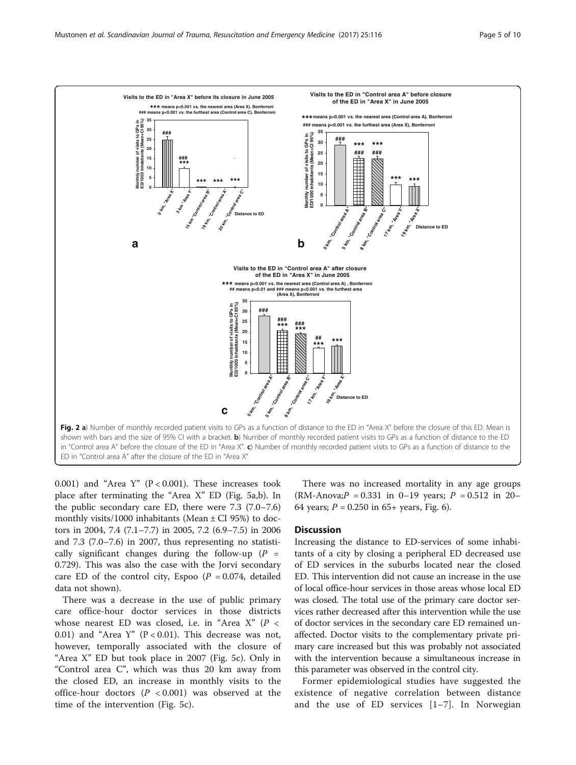Visits to the ED in "Area X" before its closure in June 2005

*** means p<0.001 vs. the nearest area (Area X), Bonferroni
### means p<0.001 vs. the furthest area (Control area C), Bonferroni

Monthly number of visits to GPs in ED/1000 inhabitants (Mean+CI 95%)

0 km, "Area X"
3 km "Area Y"
15 km "Control area B"
19 km, "Control area A"
20 km, "Control area C"

Distance to ED

a

Visits to the ED in "Control area A" before closure of the ED in "Area X" in June 2005

*** means p<0.001 vs. the nearest area (Control area A), Bonferroni
### means p<0.001 vs. the furthest area (Area X), Bonferroni

Monthly number of visits to GPs in ED/1000 inhabitants (Mean+CI 95%)

0 km, "Control area A"
5 km, "Control area B"
8 km, "Control area C"
17 km, "Area Y"
19 km, "Area X"

Distance to ED

b

Visits to the ED in "Control area A" after closure of the ED in "Area X" in June 2005

*** means p<0.001 vs. the nearest area (Control area A), Bonferroni
## means p<0.01 and ### means p<0.001 vs. the furthest area (Area X), Bonferroni

Monthly number of visits to GPs in ED/1000 inhabitants (Mean+CI 95%)

0 km, "Control area A"
5 km, "Control area B"
8 km, "Control area C"
17 km, "Area Y"
19 km, "Area X"

Distance to ED

c

**Fig. 2 a**) Number of monthly recorded patient visits to GPs as a function of distance to the ED in "Area X" before the closure of this ED. Mean is shown with bars and the size of 95% CI with a bracket. **b**) Number of monthly recorded patient visits to GPs as a function of distance to the ED in "Control area A" before the closure of the ED in "Area X". **c**) Number of monthly recorded patient visits to GPs as a function of distance to the ED in "Control area A" after the closure of the ED in "Area X"

0.001) and "Area Y" ($P < 0.001$). These increases took place after terminating the "Area X" ED (Fig. 5a,b). In the public secondary care ED, there were 7.3 (7.0–7.6) monthly visits/1000 inhabitants (Mean ± CI 95%) to doctors in 2004, 7.4 (7.1–7.7) in 2005, 7.2 (6.9–7.5) in 2006 and 7.3 (7.0–7.6) in 2007, thus representing no statistically significant changes during the follow-up ($P$ = 0.729). This was also the case with the Jorvi secondary care ED of the control city, Espoo ($P$ = 0.074, detailed data not shown).

There was a decrease in the use of public primary care office-hour doctor services in those districts whose nearest ED was closed, i.e. in "Area X" ($P$ < 0.01) and "Area Y" ($P < 0.01$). This decrease was not, however, temporally associated with the closure of "Area X" ED but took place in 2007 (Fig. 5c). Only in "Control area C", which was thus 20 km away from the closed ED, an increase in monthly visits to the office-hour doctors ($P$ < 0.001) was observed at the time of the intervention (Fig. 5c).

There was no increased mortality in any age groups (RM-Anova;$P$ = 0.331 in 0–19 years; $P$ = 0.512 in 20–64 years; $P$ = 0.250 in 65+ years, Fig. 6).

## Discussion

Increasing the distance to ED-services of some inhabitants of a city by closing a peripheral ED decreased use of ED services in the suburbs located near the closed ED. This intervention did not cause an increase in the use of local office-hour services in those areas whose local ED was closed. The total use of the primary care doctor services rather decreased after this intervention while the use of doctor services in the secondary care ED remained unaffected. Doctor visits to the complementary private primary care increased but this was probably not associated with the intervention because a simultaneous increase in this parameter was observed in the control city.

Former epidemiological studies have suggested the existence of negative correlation between distance and the use of ED services [1–7]. In Norwegian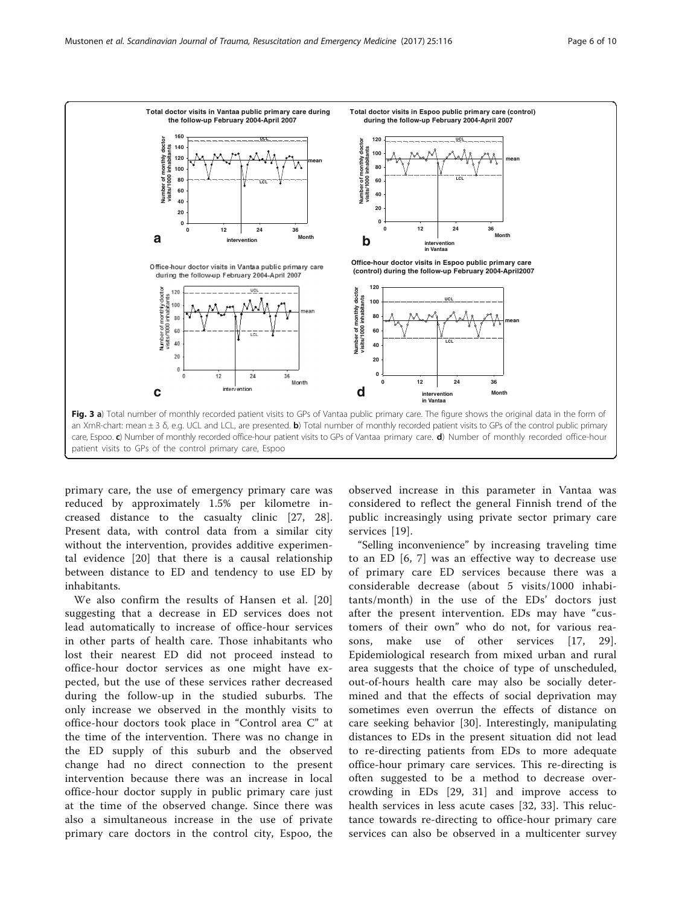Total doctor visits in Vantaa public primary care during the follow-up February 2004-April 2007

Number of monthly doctor visits/1000 inhabitants

160
140
120
100
80
60
40
20
0

UCL
mean
LCL

0 12 24 36
Month
intervention

a

Total doctor visits in Espoo public primary care (control) during the follow-up February 2004-April 2007

Number of monthly doctor visits/1000 inhabitants

120
100
80
60
40
20
0

UCL
mean
LCL

0 12 24 36
Month
intervention in Vantaa

b

Office-hour doctor visits in Vantaa public primary care during the follow-up February 2004-April 2007

Number of monthly doctor visits/1000 inhabitants

120
100
80
60
40
20
0

UCL
mean
LCL

0 12 24 36
Month
intervention

c

Office-hour doctor visits in Espoo public primary care (control) during the follow-up February 2004-April2007

Number of monthly doctor visits/1000 inhabitants

120
100
80
60
40
20
0

UCL
mean
LCL

0 12 24 36
Month
intervention in Vantaa

d

**Fig. 3 a**) Total number of monthly recorded patient visits to GPs of Vantaa public primary care. The figure shows the original data in the form of an XmR-chart: mean ± 3 δ, e.g. UCL and LCL, are presented. **b**) Total number of monthly recorded patient visits to GPs of the control public primary care, Espoo. **c**) Number of monthly recorded office-hour patient visits to GPs of Vantaa primary care. **d**) Number of monthly recorded office-hour patient visits to GPs of the control primary care, Espoo

primary care, the use of emergency primary care was reduced by approximately 1.5% per kilometre increased distance to the casualty clinic [27, 28]. Present data, with control data from a similar city without the intervention, provides additive experimental evidence [20] that there is a causal relationship between distance to ED and tendency to use ED by inhabitants.

We also confirm the results of Hansen et al. [20] suggesting that a decrease in ED services does not lead automatically to increase of office-hour services in other parts of health care. Those inhabitants who lost their nearest ED did not proceed instead to office-hour doctor services as one might have expected, but the use of these services rather decreased during the follow-up in the studied suburbs. The only increase we observed in the monthly visits to office-hour doctors took place in "Control area C" at the time of the intervention. There was no change in the ED supply of this suburb and the observed change had no direct connection to the present intervention because there was an increase in local office-hour doctor supply in public primary care just at the time of the observed change. Since there was also a simultaneous increase in the use of private primary care doctors in the control city, Espoo, the observed increase in this parameter in Vantaa was considered to reflect the general Finnish trend of the public increasingly using private sector primary care services [19].

"Selling inconvenience" by increasing traveling time to an ED [6, 7] was an effective way to decrease use of primary care ED services because there was a considerable decrease (about 5 visits/1000 inhabitants/month) in the use of the EDs' doctors just after the present intervention. EDs may have "customers of their own" who do not, for various reasons, make use of other services [17, 29]. Epidemiological research from mixed urban and rural area suggests that the choice of type of unscheduled, out-of-hours health care may also be socially determined and that the effects of social deprivation may sometimes even overrun the effects of distance on care seeking behavior [30]. Interestingly, manipulating distances to EDs in the present situation did not lead to re-directing patients from EDs to more adequate office-hour primary care services. This re-directing is often suggested to be a method to decrease overcrowding in EDs [29, 31] and improve access to health services in less acute cases [32, 33]. This reluctance towards re-directing to office-hour primary care services can also be observed in a multicenter survey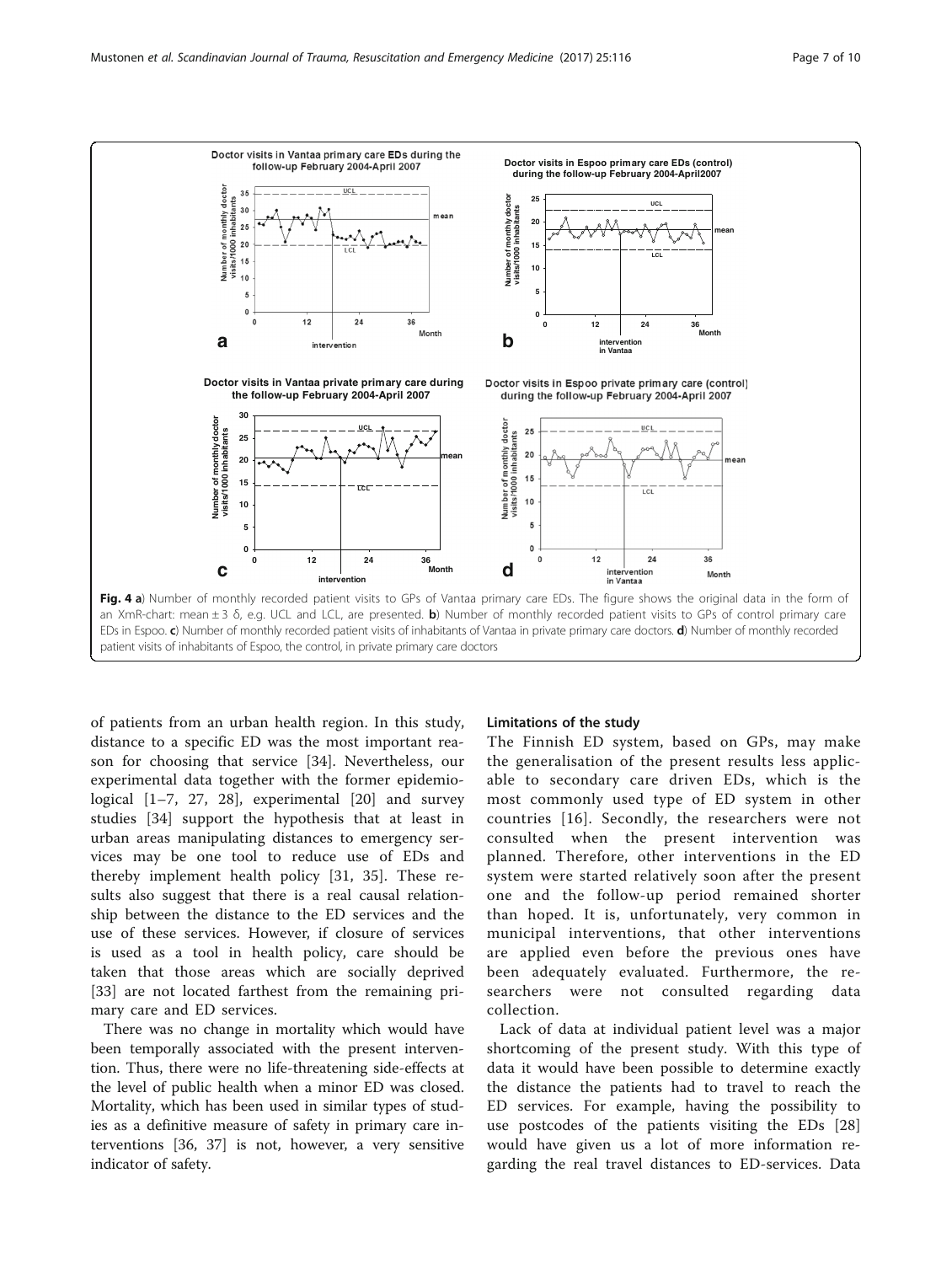Doctor visits in Vantaa primary care EDs during the follow-up February 2004-April 2007

Number of monthly doctor visits/1000 inhabitants

35, 30, 25, 20, 15, 10, 5, 0

UCL

mean

LCL

0, 12, 24, 36

Month

a

intervention

Doctor visits in Espoo primary care EDs (control) during the follow-up February 2004-April2007

Number of monthly doctor visits/1000 inhabitants

25, 20, 15, 10, 5, 0

UCL

mean

LCL

0, 12, 24, 36

Month

b

intervention in Vantaa

Doctor visits in Vantaa private primary care during the follow-up February 2004-April 2007

Number of monthly doctor visits/1000 inhabitants

30, 25, 20, 15, 10, 5, 0

UCL

mean

LCL

0, 12, 24, 36

Month

c

intervention

Doctor visits in Espoo private primary care (control) during the follow-up February 2004-April 2007

Number of monthly doctor visits/1000 inhabitants

25, 20, 15, 10, 5, 0

UCL

mean

LCL

0, 12, 24, 36

Month

d

intervention in Vantaa

**Fig. 4 a**) Number of monthly recorded patient visits to GPs of Vantaa primary care EDs. The figure shows the original data in the form of an XmR-chart: mean ± 3 δ, e.g. UCL and LCL, are presented. **b**) Number of monthly recorded patient visits to GPs of control primary care EDs in Espoo. **c**) Number of monthly recorded patient visits of inhabitants of Vantaa in private primary care doctors. **d**) Number of monthly recorded patient visits of inhabitants of Espoo, the control, in private primary care doctors

of patients from an urban health region. In this study, distance to a specific ED was the most important reason for choosing that service [34]. Nevertheless, our experimental data together with the former epidemiological [1–7, 27, 28], experimental [20] and survey studies [34] support the hypothesis that at least in urban areas manipulating distances to emergency services may be one tool to reduce use of EDs and thereby implement health policy [31, 35]. These results also suggest that there is a real causal relationship between the distance to the ED services and the use of these services. However, if closure of services is used as a tool in health policy, care should be taken that those areas which are socially deprived [33] are not located farthest from the remaining primary care and ED services.

There was no change in mortality which would have been temporally associated with the present intervention. Thus, there were no life-threatening side-effects at the level of public health when a minor ED was closed. Mortality, which has been used in similar types of studies as a definitive measure of safety in primary care interventions [36, 37] is not, however, a very sensitive indicator of safety.

### Limitations of the study

The Finnish ED system, based on GPs, may make the generalisation of the present results less applicable to secondary care driven EDs, which is the most commonly used type of ED system in other countries [16]. Secondly, the researchers were not consulted when the present intervention was planned. Therefore, other interventions in the ED system were started relatively soon after the present one and the follow-up period remained shorter than hoped. It is, unfortunately, very common in municipal interventions, that other interventions are applied even before the previous ones have been adequately evaluated. Furthermore, the researchers were not consulted regarding data collection.

Lack of data at individual patient level was a major shortcoming of the present study. With this type of data it would have been possible to determine exactly the distance the patients had to travel to reach the ED services. For example, having the possibility to use postcodes of the patients visiting the EDs [28] would have given us a lot of more information regarding the real travel distances to ED-services. Data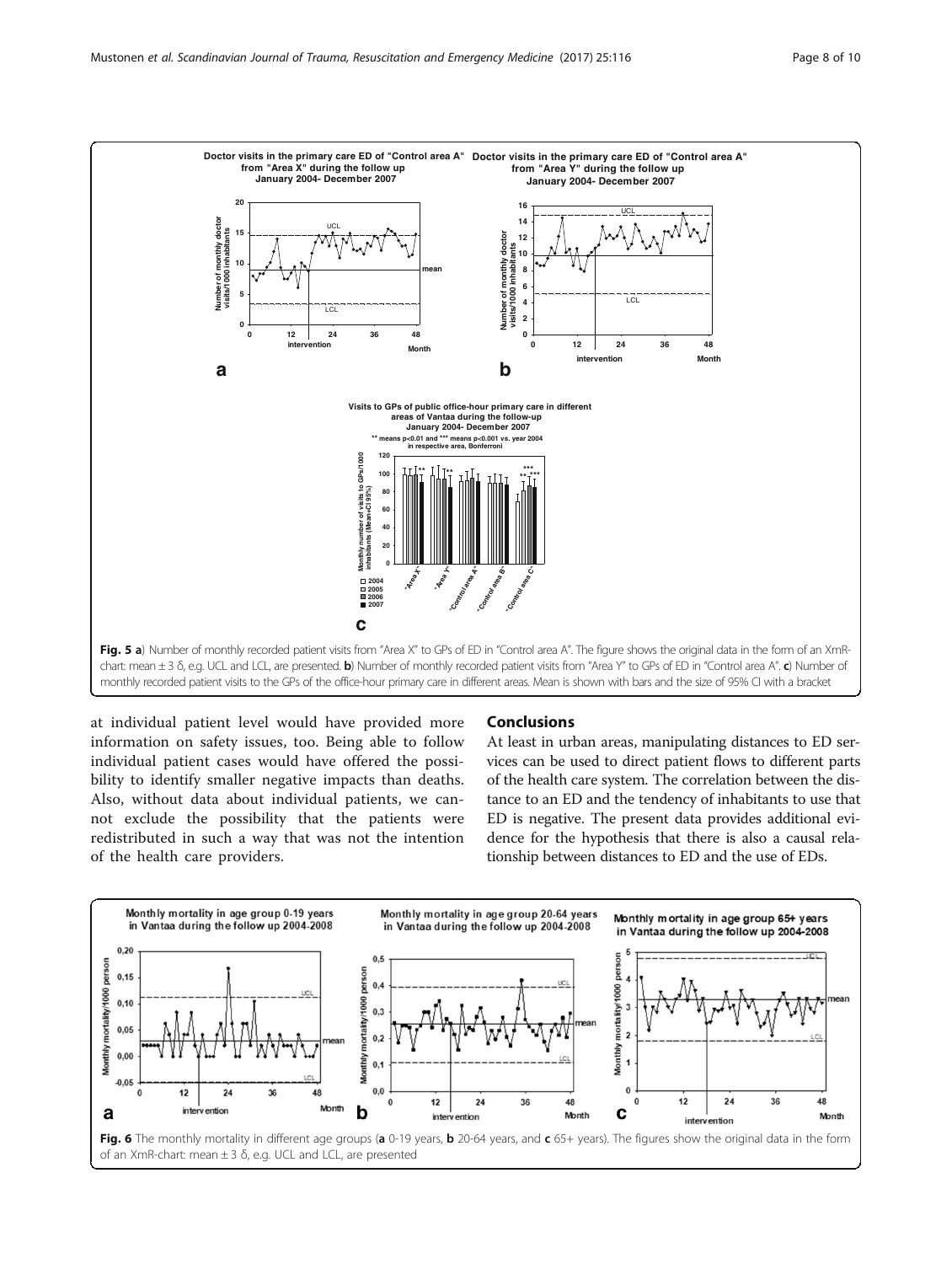Doctor visits in the primary care ED of "Control area A" from "Area X" during the follow up January 2004- December 2007

Number of monthly doctor visits/1000 inhabitants

20
15
10
5
0

UCL
mean
LCL

0 12 24 36 48

intervention

Month

**a**

Doctor visits in the primary care ED of "Control area A" from "Area Y" during the follow up January 2004- December 2007

Number of monthly doctor visits/1000 inhabitants

16
14
12
10
8
6
4
2
0

UCL
LCL

0 12 24 36 48

intervention

Month

**b**

Visits to GPs of public office-hour primary care in different areas of Vantaa during the follow-up January 2004- December 2007

** means p<0.01 and *** means p<0.001 vs. year 2004 in respective area, Bonferroni

Monthly number of visits to GPs/1000 inhabitants (Mean+CI 95%)

120
100
80
60
40
20
0

"Area X" "Area Y" "Control area A" "Control area B" "Control area C"

2004
2005
2006
2007

**c**

**Fig. 5 a**) Number of monthly recorded patient visits from "Area X" to GPs of ED in "Control area A". The figure shows the original data in the form of an XmR-chart: mean ± 3 δ, e.g. UCL and LCL, are presented. **b**) Number of monthly recorded patient visits from "Area Y" to GPs of ED in "Control area A". **c**) Number of monthly recorded patient visits to the GPs of the office-hour primary care in different areas. Mean is shown with bars and the size of 95% CI with a bracket

at individual patient level would have provided more information on safety issues, too. Being able to follow individual patient cases would have offered the possibility to identify smaller negative impacts than deaths. Also, without data about individual patients, we cannot exclude the possibility that the patients were redistributed in such a way that was not the intention of the health care providers.

## Conclusions

At least in urban areas, manipulating distances to ED services can be used to direct patient flows to different parts of the health care system. The correlation between the distance to an ED and the tendency of inhabitants to use that ED is negative. The present data provides additional evidence for the hypothesis that there is also a causal relationship between distances to ED and the use of EDs.

Monthly mortality in age group 0-19 years in Vantaa during the follow up 2004-2008

Monthly mortality/1000 person

0,20
0,15
0,10
0,05
0,00
-0,05

UCL
mean
LCL

0 12 24 36 48

intervention

Month

**a**

Monthly mortality in age group 20-64 years in Vantaa during the follow up 2004-2008

Monthly mortality/1000 person

0,5
0,4
0,3
0,2
0,1
0,0

UCL
mean
LCL

0 12 24 36 48

intervention

Month

**b**

Monthly mortality in age group 65+ years in Vantaa during the follow up 2004-2008

Monthly mortality/1000 person

5
4
3
2
1
0

UCL
mean
LCL

0 12 24 36 48

intervention

Month

**c**

**Fig. 6** The monthly mortality in different age groups (**a** 0-19 years, **b** 20-64 years, and **c** 65+ years). The figures show the original data in the form of an XmR-chart: mean ± 3 δ, e.g. UCL and LCL, are presented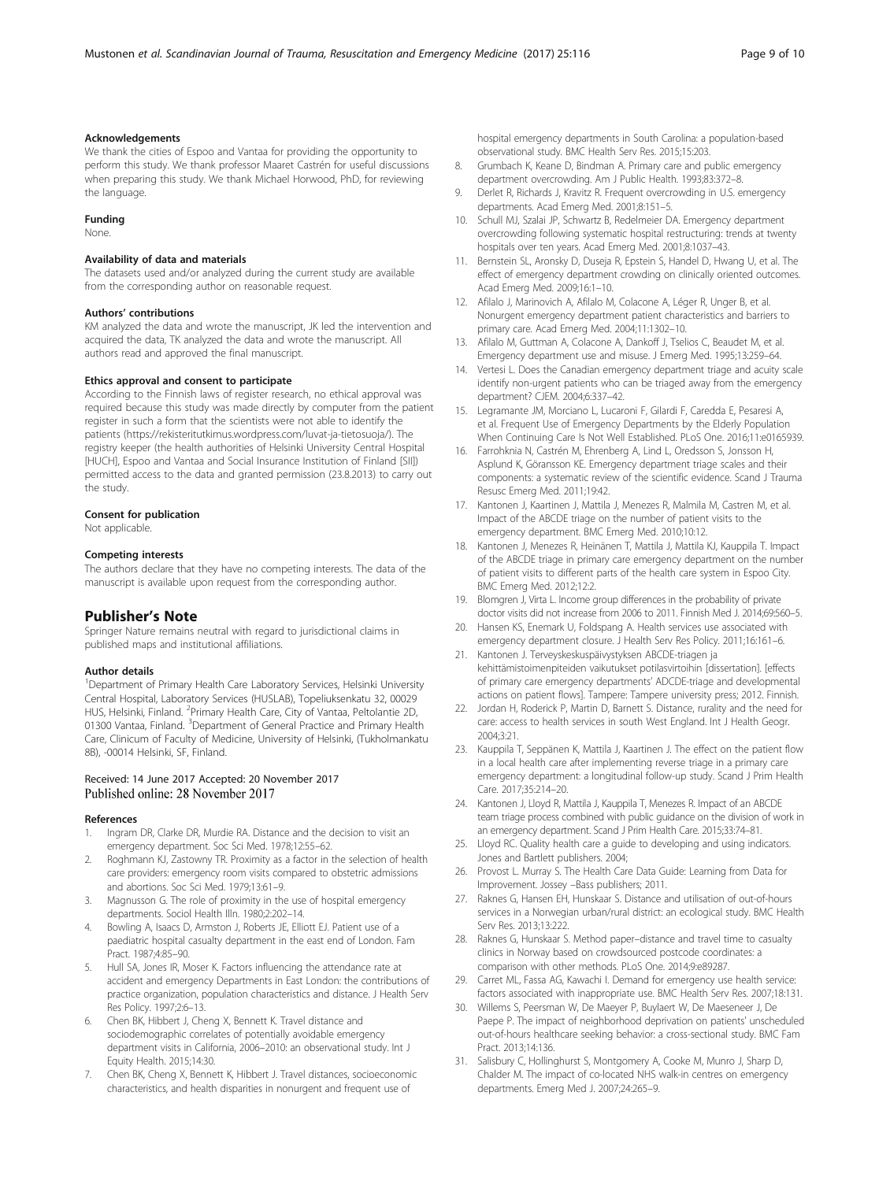#### Acknowledgements

We thank the cities of Espoo and Vantaa for providing the opportunity to perform this study. We thank professor Maaret Castrén for useful discussions when preparing this study. We thank Michael Horwood, PhD, for reviewing the language.

#### Funding

None.

#### Availability of data and materials

The datasets used and/or analyzed during the current study are available from the corresponding author on reasonable request.

#### Authors' contributions

KM analyzed the data and wrote the manuscript, JK led the intervention and acquired the data, TK analyzed the data and wrote the manuscript. All authors read and approved the final manuscript.

#### Ethics approval and consent to participate

According to the Finnish laws of register research, no ethical approval was required because this study was made directly by computer from the patient register in such a form that the scientists were not able to identify the patients (https://rekisteritutkimus.wordpress.com/luvat-ja-tietosuoja/). The registry keeper (the health authorities of Helsinki University Central Hospital [HUCH], Espoo and Vantaa and Social Insurance Institution of Finland [SII]) permitted access to the data and granted permission (23.8.2013) to carry out the study.

#### Consent for publication

Not applicable.

#### Competing interests

The authors declare that they have no competing interests. The data of the manuscript is available upon request from the corresponding author.

## Publisher's Note

Springer Nature remains neutral with regard to jurisdictional claims in published maps and institutional affiliations.

#### Author details

[1]Department of Primary Health Care Laboratory Services, Helsinki University Central Hospital, Laboratory Services (HUSLAB), Topeliuksenkatu 32, 00029 HUS, Helsinki, Finland. [2]Primary Health Care, City of Vantaa, Peltolantie 2D, 01300 Vantaa, Finland. [3]Department of General Practice and Primary Health Care, Clinicum of Faculty of Medicine, University of Helsinki, (Tukholmankatu 8B), -00014 Helsinki, SF, Finland.

Received: 14 June 2017 Accepted: 20 November 2017
Published online: 28 November 2017

#### References

1. Ingram DR, Clarke DR, Murdie RA. Distance and the decision to visit an emergency department. Soc Sci Med. 1978;12:55–62.
2. Roghmann KJ, Zastowny TR. Proximity as a factor in the selection of health care providers: emergency room visits compared to obstetric admissions and abortions. Soc Sci Med. 1979;13:61–9.
3. Magnusson G. The role of proximity in the use of hospital emergency departments. Sociol Health Illn. 1980;2:202–14.
4. Bowling A, Isaacs D, Armston J, Roberts JE, Elliott EJ. Patient use of a paediatric hospital casualty department in the east end of London. Fam Pract. 1987;4:85–90.
5. Hull SA, Jones IR, Moser K. Factors influencing the attendance rate at accident and emergency Departments in East London: the contributions of practice organization, population characteristics and distance. J Health Serv Res Policy. 1997;2:6–13.
6. Chen BK, Hibbert J, Cheng X, Bennett K. Travel distance and sociodemographic correlates of potentially avoidable emergency department visits in California, 2006–2010: an observational study. Int J Equity Health. 2015;14:30.
7. Chen BK, Cheng X, Bennett K, Hibbert J. Travel distances, socioeconomic characteristics, and health disparities in nonurgent and frequent use of hospital emergency departments in South Carolina: a population-based observational study. BMC Health Serv Res. 2015;15:203.
8. Grumbach K, Keane D, Bindman A. Primary care and public emergency department overcrowding. Am J Public Health. 1993;83:372–8.
9. Derlet R, Richards J, Kravitz R. Frequent overcrowding in U.S. emergency departments. Acad Emerg Med. 2001;8:151–5.
10. Schull MJ, Szalai JP, Schwartz B, Redelmeier DA. Emergency department overcrowding following systematic hospital restructuring: trends at twenty hospitals over ten years. Acad Emerg Med. 2001;8:1037–43.
11. Bernstein SL, Aronsky D, Duseja R, Epstein S, Handel D, Hwang U, et al. The effect of emergency department crowding on clinically oriented outcomes. Acad Emerg Med. 2009;16:1–10.
12. Afilalo J, Marinovich A, Afilalo M, Colacone A, Léger R, Unger B, et al. Nonurgent emergency department patient characteristics and barriers to primary care. Acad Emerg Med. 2004;11:1302–10.
13. Afilalo M, Guttman A, Colacone A, Dankoff J, Tselios C, Beaudet M, et al. Emergency department use and misuse. J Emerg Med. 1995;13:259–64.
14. Vertesi L. Does the Canadian emergency department triage and acuity scale identify non-urgent patients who can be triaged away from the emergency department? CJEM. 2004;6:337–42.
15. Legramante JM, Morciano L, Lucaroni F, Gilardi F, Caredda E, Pesaresi A, et al. Frequent Use of Emergency Departments by the Elderly Population When Continuing Care Is Not Well Established. PLoS One. 2016;11:e0165939.
16. Farrohknia N, Castrén M, Ehrenberg A, Lind L, Oredsson S, Jonsson H, Asplund K, Göransson KE. Emergency department triage scales and their components: a systematic review of the scientific evidence. Scand J Trauma Resusc Emerg Med. 2011;19:42.
17. Kantonen J, Kaartinen J, Mattila J, Menezes R, Malmila M, Castren M, et al. Impact of the ABCDE triage on the number of patient visits to the emergency department. BMC Emerg Med. 2010;10:12.
18. Kantonen J, Menezes R, Heinänen T, Mattila J, Mattila KJ, Kauppila T. Impact of the ABCDE triage in primary care emergency department on the number of patient visits to different parts of the health care system in Espoo City. BMC Emerg Med. 2012;12:2.
19. Blomgren J, Virta L. Income group differences in the probability of private doctor visits did not increase from 2006 to 2011. Finnish Med J. 2014;69:560–5.
20. Hansen KS, Enemark U, Foldspang A. Health services use associated with emergency department closure. J Health Serv Res Policy. 2011;16:161–6.
21. Kantonen J. Terveyskeskuspäivystyksen ABCDE-triagen ja kehittämistoimenpiteiden vaikutukset potilasvirtoihin [dissertation]. [effects of primary care emergency departments' ADCDE-triage and developmental actions on patient flows]. Tampere: Tampere university press; 2012. Finnish.
22. Jordan H, Roderick P, Martin D, Barnett S. Distance, rurality and the need for care: access to health services in south West England. Int J Health Geogr. 2004;3:21.
23. Kauppila T, Seppänen K, Mattila J, Kaartinen J. The effect on the patient flow in a local health care after implementing reverse triage in a primary care emergency department: a longitudinal follow-up study. Scand J Prim Health Care. 2017;35:214–20.
24. Kantonen J, Lloyd R, Mattila J, Kauppila T, Menezes R. Impact of an ABCDE team triage process combined with public guidance on the division of work in an emergency department. Scand J Prim Health Care. 2015;33:74–81.
25. Lloyd RC. Quality health care a guide to developing and using indicators. Jones and Bartlett publishers. 2004;
26. Provost L. Murray S. The Health Care Data Guide: Learning from Data for Improvement. Jossey –Bass publishers; 2011.
27. Raknes G, Hansen EH, Hunskaar S. Distance and utilisation of out-of-hours services in a Norwegian urban/rural district: an ecological study. BMC Health Serv Res. 2013;13:222.
28. Raknes G, Hunskaar S. Method paper–distance and travel time to casualty clinics in Norway based on crowdsourced postcode coordinates: a comparison with other methods. PLoS One. 2014;9:e89287.
29. Carret ML, Fassa AG, Kawachi I. Demand for emergency use health service: factors associated with inappropriate use. BMC Health Serv Res. 2007;18:131.
30. Willems S, Peersman W, De Maeyer P, Buylaert W, De Maeseneer J, De Paepe P. The impact of neighborhood deprivation on patients' unscheduled out-of-hours healthcare seeking behavior: a cross-sectional study. BMC Fam Pract. 2013;14:136.
31. Salisbury C, Hollinghurst S, Montgomery A, Cooke M, Munro J, Sharp D, Chalder M. The impact of co-located NHS walk-in centres on emergency departments. Emerg Med J. 2007;24:265–9.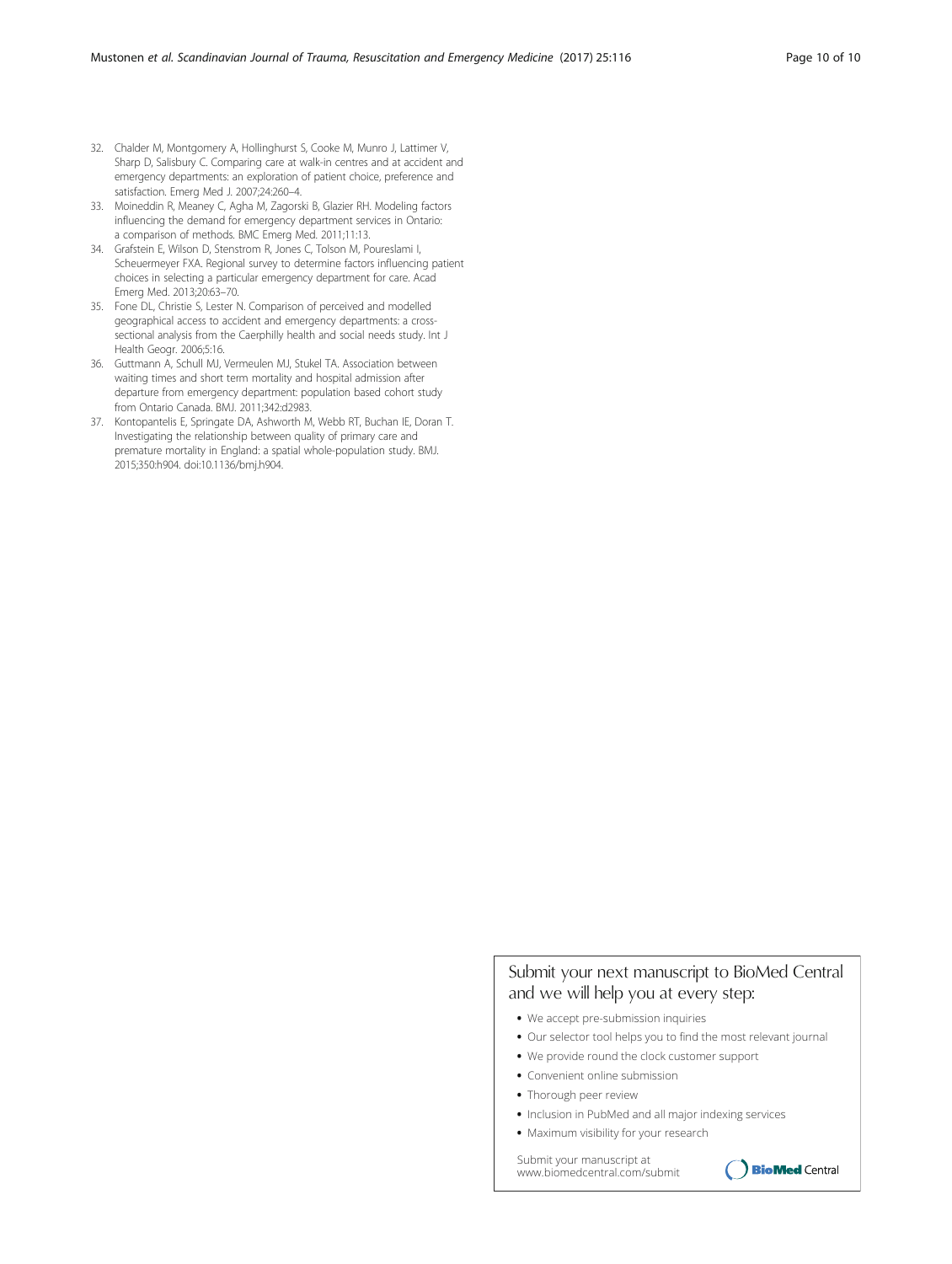32. Chalder M, Montgomery A, Hollinghurst S, Cooke M, Munro J, Lattimer V, Sharp D, Salisbury C. Comparing care at walk-in centres and at accident and emergency departments: an exploration of patient choice, preference and satisfaction. Emerg Med J. 2007;24:260–4.
33. Moineddin R, Meaney C, Agha M, Zagorski B, Glazier RH. Modeling factors influencing the demand for emergency department services in Ontario: a comparison of methods. BMC Emerg Med. 2011;11:13.
34. Grafstein E, Wilson D, Stenstrom R, Jones C, Tolson M, Poureslami I, Scheuermeyer FXA. Regional survey to determine factors influencing patient choices in selecting a particular emergency department for care. Acad Emerg Med. 2013;20:63–70.
35. Fone DL, Christie S, Lester N. Comparison of perceived and modelled geographical access to accident and emergency departments: a cross-sectional analysis from the Caerphilly health and social needs study. Int J Health Geogr. 2006;5:16.
36. Guttmann A, Schull MJ, Vermeulen MJ, Stukel TA. Association between waiting times and short term mortality and hospital admission after departure from emergency department: population based cohort study from Ontario Canada. BMJ. 2011;342:d2983.
37. Kontopantelis E, Springate DA, Ashworth M, Webb RT, Buchan IE, Doran T. Investigating the relationship between quality of primary care and premature mortality in England: a spatial whole-population study. BMJ. 2015;350:h904. doi:10.1136/bmj.h904.

Submit your next manuscript to BioMed Central and we will help you at every step:

- We accept pre-submission inquiries
- Our selector tool helps you to find the most relevant journal
- We provide round the clock customer support
- Convenient online submission
- Thorough peer review
- Inclusion in PubMed and all major indexing services
- Maximum visibility for your research

Submit your manuscript at www.biomedcentral.com/submit

BioMed Central